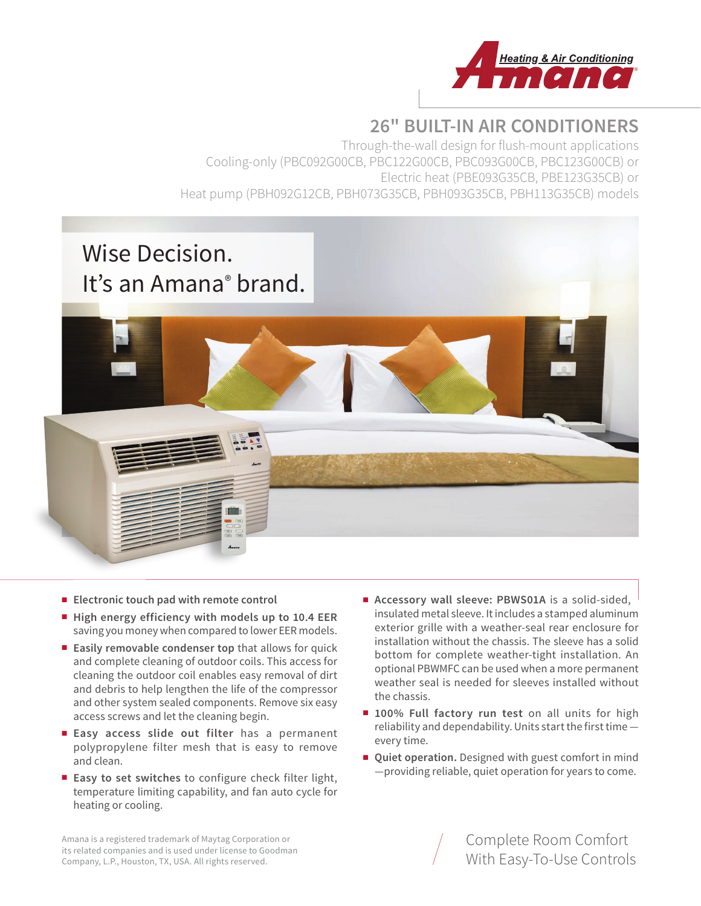Amana Heating & Air Conditioning

# 26" BUILT-IN AIR CONDITIONERS

Through-the-wall design for flush-mount applications
Cooling-only (PBC092G00CB, PBC122G00CB, PBC093G00CB, PBC123G00CB) or
Electric heat (PBE093G35CB, PBE123G35CB) or
Heat pump (PBH092G12CB, PBH073G35CB, PBH093G35CB, PBH113G35CB) models

Wise Decision.
It's an Amana® brand.

- **Electronic touch pad with remote control**
- **High energy efficiency with models up to 10.4 EER** saving you money when compared to lower EER models.
- **Easily removable condenser top** that allows for quick and complete cleaning of outdoor coils. This access for cleaning the outdoor coil enables easy removal of dirt and debris to help lengthen the life of the compressor and other system sealed components. Remove six easy access screws and let the cleaning begin.
- **Easy access slide out filter** has a permanent polypropylene filter mesh that is easy to remove and clean.
- **Easy to set switches** to configure check filter light, temperature limiting capability, and fan auto cycle for heating or cooling.
- **Accessory wall sleeve: PBWS01A** is a solid-sided, insulated metal sleeve. It includes a stamped aluminum exterior grille with a weather-seal rear enclosure for installation without the chassis. The sleeve has a solid bottom for complete weather-tight installation. An optional PBWMFC can be used when a more permanent weather seal is needed for sleeves installed without the chassis.
- **100% Full factory run test** on all units for high reliability and dependability. Units start the first time—every time.
- **Quiet operation.** Designed with guest comfort in mind—providing reliable, quiet operation for years to come.

Amana is a registered trademark of Maytag Corporation or its related companies and is used under license to Goodman Company, L.P., Houston, TX, USA. All rights reserved.

Complete Room Comfort
With Easy-To-Use Controls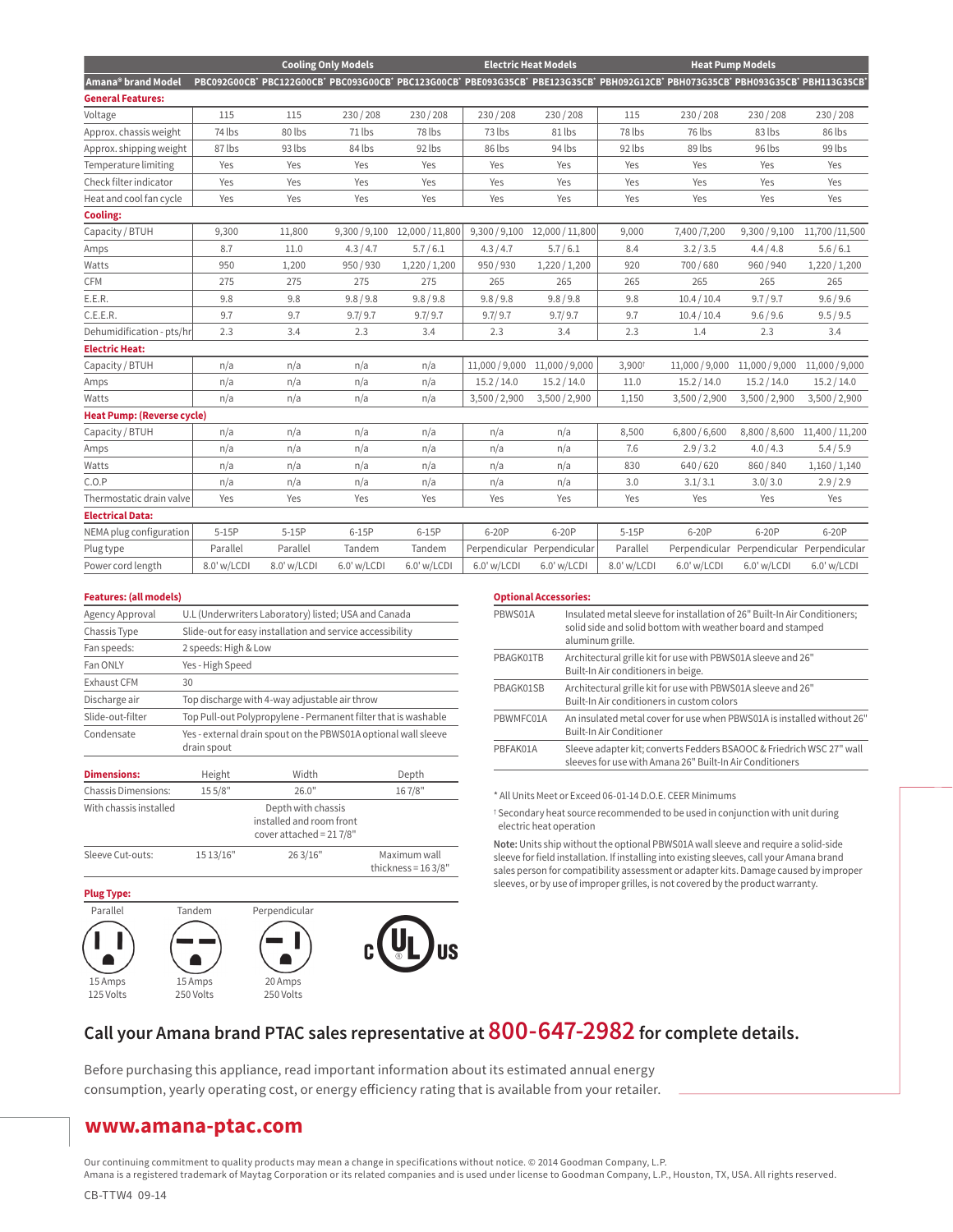| | Cooling Only Models | | | | Electric Heat Models | | Heat Pump Models | | | |
|---|---|---|---|---|---|---|---|---|---|---|
| Amana® brand Model | PBC092G00CB* | PBC122G00CB* | PBC093G00CB* | PBC123G00CB* | PBE093G35CB* | PBE123G35CB* | PBH092G12CB* | PBH073G35CB* | PBH093G35CB* | PBH113G35CB* |
| **General Features:** | | | | | | | | | | |
| Voltage | 115 | 115 | 230 / 208 | 230 / 208 | 230 / 208 | 230 / 208 | 115 | 230 / 208 | 230 / 208 | 230 / 208 |
| Approx. chassis weight | 74 lbs | 80 lbs | 71 lbs | 78 lbs | 73 lbs | 81 lbs | 78 lbs | 76 lbs | 83 lbs | 86 lbs |
| Approx. shipping weight | 87 lbs | 93 lbs | 84 lbs | 92 lbs | 86 lbs | 94 lbs | 92 lbs | 89 lbs | 96 lbs | 99 lbs |
| Temperature limiting | Yes | Yes | Yes | Yes | Yes | Yes | Yes | Yes | Yes | Yes |
| Check filter indicator | Yes | Yes | Yes | Yes | Yes | Yes | Yes | Yes | Yes | Yes |
| Heat and cool fan cycle | Yes | Yes | Yes | Yes | Yes | Yes | Yes | Yes | Yes | Yes |
| **Cooling:** | | | | | | | | | | |
| Capacity / BTUH | 9,300 | 11,800 | 9,300 / 9,100 | 12,000 / 11,800 | 9,300 / 9,100 | 12,000 / 11,800 | 9,000 | 7,400 /7,200 | 9,300 / 9,100 | 11,700 /11,500 |
| Amps | 8.7 | 11.0 | 4.3 / 4.7 | 5.7 / 6.1 | 4.3 / 4.7 | 5.7 / 6.1 | 8.4 | 3.2 / 3.5 | 4.4 / 4.8 | 5.6 / 6.1 |
| Watts | 950 | 1,200 | 950 / 930 | 1,220 / 1,200 | 950 / 930 | 1,220 / 1,200 | 920 | 700 / 680 | 960 / 940 | 1,220 / 1,200 |
| CFM | 275 | 275 | 275 | 275 | 265 | 265 | 265 | 265 | 265 | 265 |
| E.E.R. | 9.8 | 9.8 | 9.8 / 9.8 | 9.8 / 9.8 | 9.8 / 9.8 | 9.8 / 9.8 | 9.8 | 10.4 / 10.4 | 9.7 / 9.7 | 9.6 / 9.6 |
| C.E.E.R. | 9.7 | 9.7 | 9.7/ 9.7 | 9.7/ 9.7 | 9.7/ 9.7 | 9.7/ 9.7 | 9.7 | 10.4 / 10.4 | 9.6 / 9.6 | 9.5 / 9.5 |
| Dehumidification - pts/hr | 2.3 | 3.4 | 2.3 | 3.4 | 2.3 | 3.4 | 2.3 | 1.4 | 2.3 | 3.4 |
| **Electric Heat:** | | | | | | | | | | |
| Capacity / BTUH | n/a | n/a | n/a | n/a | 11,000 / 9,000 | 11,000 / 9,000 | 3,900† | 11,000 / 9,000 | 11,000 / 9,000 | 11,000 / 9,000 |
| Amps | n/a | n/a | n/a | n/a | 15.2 / 14.0 | 15.2 / 14.0 | 11.0 | 15.2 / 14.0 | 15.2 / 14.0 | 15.2 / 14.0 |
| Watts | n/a | n/a | n/a | n/a | 3,500 / 2,900 | 3,500 / 2,900 | 1,150 | 3,500 / 2,900 | 3,500 / 2,900 | 3,500 / 2,900 |
| **Heat Pump: (Reverse cycle)** | | | | | | | | | | |
| Capacity / BTUH | n/a | n/a | n/a | n/a | n/a | n/a | 8,500 | 6,800 / 6,600 | 8,800 / 8,600 | 11,400 / 11,200 |
| Amps | n/a | n/a | n/a | n/a | n/a | n/a | 7.6 | 2.9 / 3.2 | 4.0 / 4.3 | 5.4 / 5.9 |
| Watts | n/a | n/a | n/a | n/a | n/a | n/a | 830 | 640 / 620 | 860 / 840 | 1,160 / 1,140 |
| C.O.P | n/a | n/a | n/a | n/a | n/a | n/a | 3.0 | 3.1/ 3.1 | 3.0/ 3.0 | 2.9 / 2.9 |
| Thermostatic drain valve | Yes | Yes | Yes | Yes | Yes | Yes | Yes | Yes | Yes | Yes |
| **Electrical Data:** | | | | | | | | | | |
| NEMA plug configuration | 5-15P | 5-15P | 6-15P | 6-15P | 6-20P | 6-20P | 5-15P | 6-20P | 6-20P | 6-20P |
| Plug type | Parallel | Parallel | Tandem | Tandem | Perpendicular | Perpendicular | Parallel | Perpendicular | Perpendicular | Perpendicular |
| Power cord length | 8.0' w/LCDI | 8.0' w/LCDI | 6.0' w/LCDI | 6.0' w/LCDI | 6.0' w/LCDI | 6.0' w/LCDI | 8.0' w/LCDI | 6.0' w/LCDI | 6.0' w/LCDI | 6.0' w/LCDI |

**Features: (all models)**

| | |
|---|---|
| Agency Approval | U.L (Underwriters Laboratory) listed; USA and Canada |
| Chassis Type | Slide-out for easy installation and service accessibility |
| Fan speeds: | 2 speeds: High & Low |
| Fan ONLY | Yes - High Speed |
| Exhaust CFM | 30 |
| Discharge air | Top discharge with 4-way adjustable air throw |
| Slide-out-filter | Top Pull-out Polypropylene - Permanent filter that is washable |
| Condensate | Yes - external drain spout on the PBWS01A optional wall sleeve drain spout |

| **Dimensions:** | Height | Width | Depth |
|---|---|---|---|
| Chassis Dimensions: | 15 5/8" | 26.0" | 16 7/8" |
| With chassis installed | | Depth with chassis installed and room front cover attached = 21 7/8" | |
| Sleeve Cut-outs: | 15 13/16" | 26 3/16" | Maximum wall thickness = 16 3/8" |

**Plug Type:**

| Parallel | Tandem | Perpendicular |
|---|---|---|
| 15 Amps 125 Volts | 15 Amps 250 Volts | 20 Amps 250 Volts |

**Optional Accessories:**

| | |
|---|---|
| PBWS01A | Insulated metal sleeve for installation of 26" Built-In Air Conditioners; solid side and solid bottom with weather board and stamped aluminum grille. |
| PBAGK01TB | Architectural grille kit for use with PBWS01A sleeve and 26" Built-In Air conditioners in beige. |
| PBAGK01SB | Architectural grille kit for use with PBWS01A sleeve and 26" Built-In Air conditioners in custom colors |
| PBWMFC01A | An insulated metal cover for use when PBWS01A is installed without 26" Built-In Air Conditioner |
| PBFAK01A | Sleeve adapter kit; converts Fedders BSAOOC & Friedrich WSC 27" wall sleeves for use with Amana 26" Built-In Air Conditioners |

* All Units Meet or Exceed 06-01-14 D.O.E. CEER Minimums

† Secondary heat source recommended to be used in conjunction with unit during electric heat operation

**Note:** Units ship without the optional PBWS01A wall sleeve and require a solid-side sleeve for field installation. If installing into existing sleeves, call your Amana brand sales person for compatibility assessment or adapter kits. Damage caused by improper sleeves, or by use of improper grilles, is not covered by the product warranty.

## Call your Amana brand PTAC sales representative at 800-647-2982 for complete details.

Before purchasing this appliance, read important information about its estimated annual energy consumption, yearly operating cost, or energy efficiency rating that is available from your retailer.

**www.amana-ptac.com**

Our continuing commitment to quality products may mean a change in specifications without notice. © 2014 Goodman Company, L.P.
Amana is a registered trademark of Maytag Corporation or its related companies and is used under license to Goodman Company, L.P., Houston, TX, USA. All rights reserved.

CB-TTW4 09-14